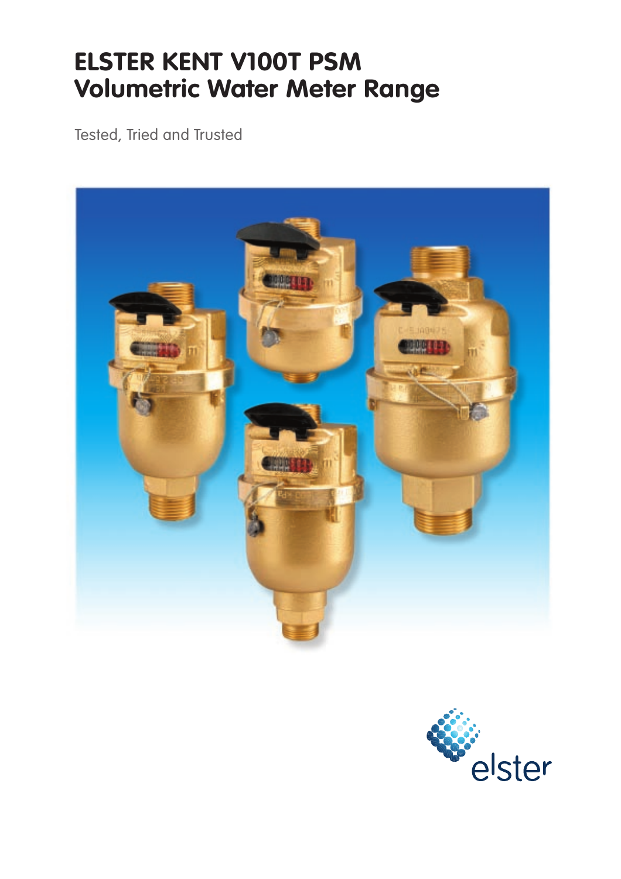# ELSTER KENT V100T PSM Volumetric Water Meter Range

Tested, Tried and Trusted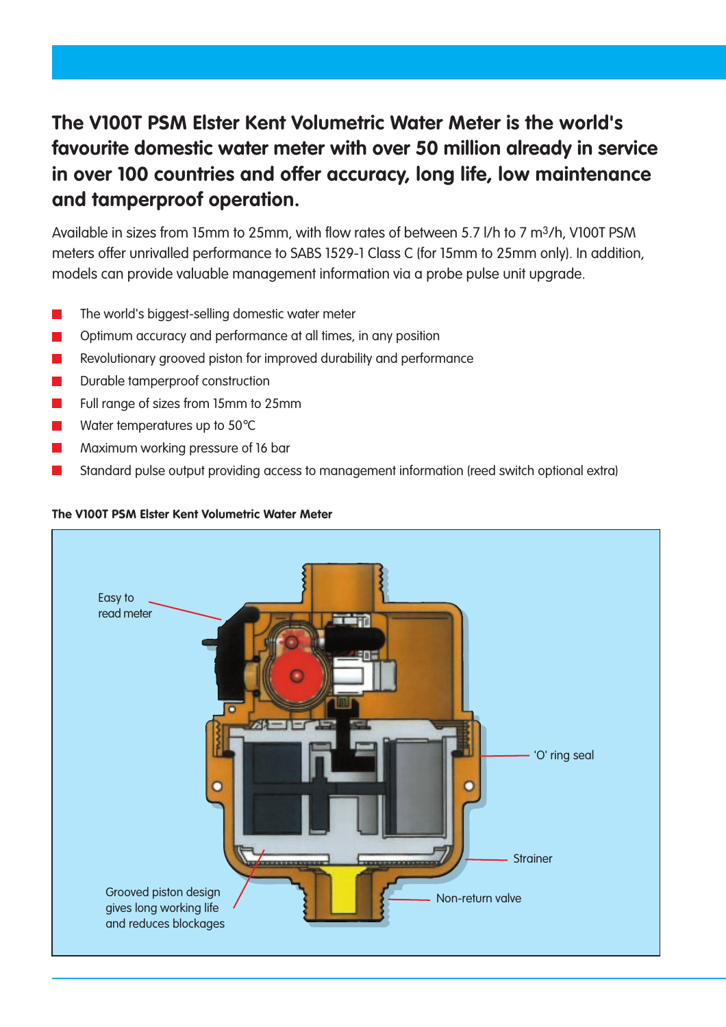## The V100T PSM Elster Kent Volumetric Water Meter is the world's favourite domestic water meter with over 50 million already in service in over 100 countries and offer accuracy, long life, low maintenance and tamperproof operation.

Available in sizes from 15mm to 25mm, with flow rates of between 5.7 l/h to 7 $m^3$/h, V100T PSM meters offer unrivalled performance to SABS 1529-1 Class C (for 15mm to 25mm only). In addition, models can provide valuable management information via a probe pulse unit upgrade.

- The world's biggest-selling domestic water meter
- Optimum accuracy and performance at all times, in any position
- Revolutionary grooved piston for improved durability and performance
- Durable tamperproof construction
- Full range of sizes from 15mm to 25mm
- Water temperatures up to 50°C
- Maximum working pressure of 16 bar
- Standard pulse output providing access to management information (reed switch optional extra)

**The V100T PSM Elster Kent Volumetric Water Meter**

Easy to read meter

'O' ring seal

Strainer

Non-return valve

Grooved piston design gives long working life and reduces blockages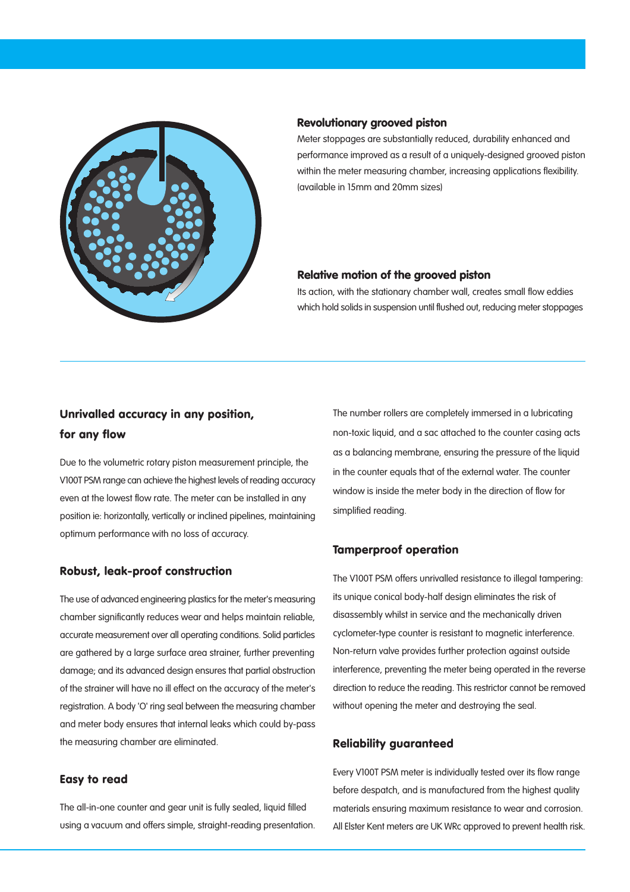### Revolutionary grooved piston

Meter stoppages are substantially reduced, durability enhanced and performance improved as a result of a uniquely-designed grooved piston within the meter measuring chamber, increasing applications flexibility. (available in 15mm and 20mm sizes)

### Relative motion of the grooved piston

Its action, with the stationary chamber wall, creates small flow eddies which hold solids in suspension until flushed out, reducing meter stoppages

---

### Unrivalled accuracy in any position, for any flow

Due to the volumetric rotary piston measurement principle, the V100T PSM range can achieve the highest levels of reading accuracy even at the lowest flow rate. The meter can be installed in any position ie: horizontally, vertically or inclined pipelines, maintaining optimum performance with no loss of accuracy.

### Robust, leak-proof construction

The use of advanced engineering plastics for the meter's measuring chamber significantly reduces wear and helps maintain reliable, accurate measurement over all operating conditions. Solid particles are gathered by a large surface area strainer, further preventing damage; and its advanced design ensures that partial obstruction of the strainer will have no ill effect on the accuracy of the meter's registration. A body 'O' ring seal between the measuring chamber and meter body ensures that internal leaks which could by-pass the measuring chamber are eliminated.

### Easy to read

The all-in-one counter and gear unit is fully sealed, liquid filled using a vacuum and offers simple, straight-reading presentation. The number rollers are completely immersed in a lubricating non-toxic liquid, and a sac attached to the counter casing acts as a balancing membrane, ensuring the pressure of the liquid in the counter equals that of the external water. The counter window is inside the meter body in the direction of flow for simplified reading.

### Tamperproof operation

The V100T PSM offers unrivalled resistance to illegal tampering: its unique conical body-half design eliminates the risk of disassembly whilst in service and the mechanically driven cyclometer-type counter is resistant to magnetic interference. Non-return valve provides further protection against outside interference, preventing the meter being operated in the reverse direction to reduce the reading. This restrictor cannot be removed without opening the meter and destroying the seal.

### Reliability guaranteed

Every V100T PSM meter is individually tested over its flow range before despatch, and is manufactured from the highest quality materials ensuring maximum resistance to wear and corrosion. All Elster Kent meters are UK WRc approved to prevent health risk.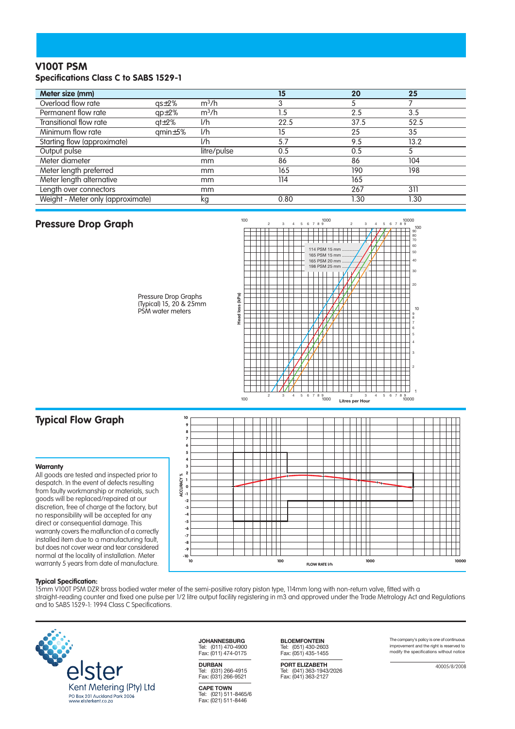## V100T PSM

### Specifications Class C to SABS 1529-1

| Meter size (mm) | | | 15 | 20 | 25 |
|---|---|---|---|---|---|
| Overload flow rate | qs±2% | m³/h | 3 | 5 | 7 |
| Permanent flow rate | qp±2% | m³/h | 1.5 | 2.5 | 3.5 |
| Transitional flow rate | qt±2% | l/h | 22.5 | 37.5 | 52.5 |
| Minimum flow rate | qmin±5% | l/h | 15 | 25 | 35 |
| Starting flow (approximate) | | l/h | 5.7 | 9.5 | 13.2 |
| Output pulse | | litre/pulse | 0.5 | 0.5 | 5 |
| Meter diameter | | mm | 86 | 86 | 104 |
| Meter length preferred | | mm | 165 | 190 | 198 |
| Meter length alternative | | mm | 114 | 165 | |
| Length over connectors | | mm | | 267 | 311 |
| Weight - Meter only (approximate) | | kg | 0.80 | 1.30 | 1.30 |

## Pressure Drop Graph

Pressure Drop Graphs (Typical) 15, 20 & 25mm PSM water meters

114 PSM 15 mm
165 PSM 15 mm
165 PSM 20 mm
198 PSM 25 mm

Head loss (kPa)

Litres per Hour

100 2 3 4 5 6 7 8 9 1000 2 3 4 5 6 7 8 9 10000

100 90 80 70 60 50 40 30 20 10 9 8 7 6 5 4 3 2 1

## Typical Flow Graph

ACCURACY %

FLOW RATE l/h

10 9 8 7 6 5 4 3 2 1 0 -1 -2 -3 -4 -5 -6 -7 -8 -9 -10

10 100 1000 10000

**Warranty**

All goods are tested and inspected prior to despatch. In the event of defects resulting from faulty workmanship or materials, such goods will be replaced/repaired at our discretion, free of charge at the factory, but no responsibility will be accepted for any direct or consequential damage. This warranty covers the malfunction of a correctly installed item due to a manufacturing fault, but does not cover wear and tear considered normal at the locality of installation. Meter warranty 5 years from date of manufacture.

**Typical Specification:**

15mm V100T PSM DZR brass bodied water meter of the semi-positive rotary piston type, 114mm long with non-return valve, fitted with a straight-reading counter and fixed one pulse per 1/2 litre output facility registering in m3 and approved under the Trade Metrology Act and Regulations and to SABS 1529-1: 1994 Class C Specifications.

elster
Kent Metering (Pty) Ltd
PO Box 201 Auckland Park 2006
www.elsterkent.co.za

**JOHANNESBURG**
Tel: (011) 470-4900
Fax: (011) 474-0175

**DURBAN**
Tel: (031) 266-4915
Fax: (031) 266-9521

**CAPE TOWN**
Tel: (021) 511-8465/6
Fax: (021) 511-8446

**BLOEMFONTEIN**
Tel: (051) 430-2603
Fax: (051) 435-1455

**PORT ELIZABETH**
Tel: (041) 363-1943/2026
Fax: (041) 363-2127

The company's policy is one of continuous improvement and the right is reserved to modify the specifications without notice

40005/8/2008